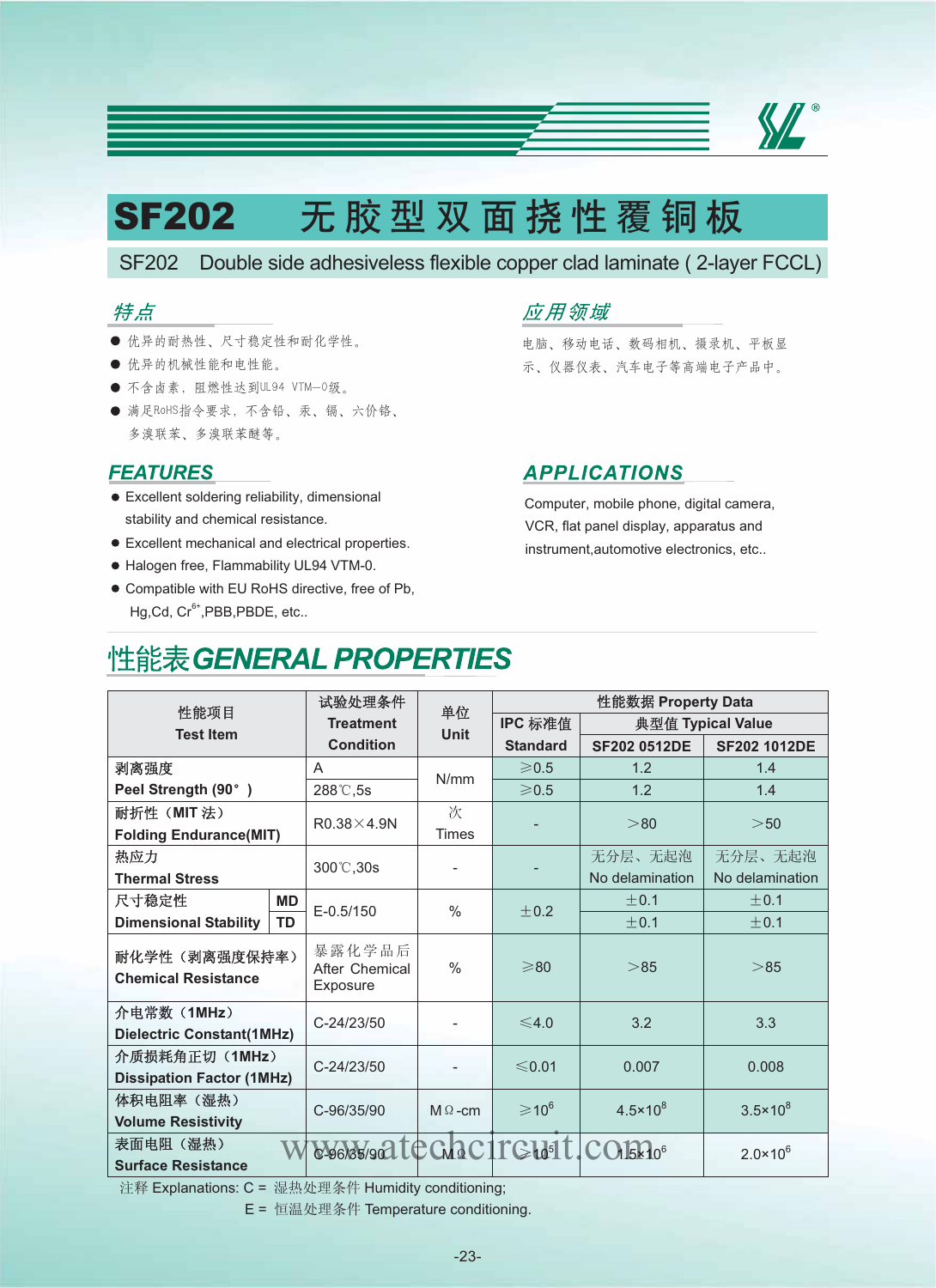# SF202 无胶型双面挠性覆铜板

## SF202 Double side adhesiveless flexible copper clad laminate ( 2-layer FCCL)

### 特点

- 优异的耐热性、尺寸稳定性和耐化学性。
- 优异的机械性能和电性能。
- 不含卤素，阻燃性达到UL94 VTM—0级。
- 满足RoHS指令要求，不含铅、汞、镉、六价铬、多溴联苯、多溴联苯醚等。

### 应用领域

电脑、移动电话、数码相机、摄录机、平板显示、仪器仪表、汽车电子等高端电子产品中。

### FEATURES

- Excellent soldering reliability, dimensional stability and chemical resistance.
- Excellent mechanical and electrical properties.
- Halogen free, Flammability UL94 VTM-0.
- Compatible with EU RoHS directive, free of Pb, Hg,Cd, $Cr^{6+}$,PBB,PBDE, etc..

### APPLICATIONS

Computer, mobile phone, digital camera, VCR, flat panel display, apparatus and instrument,automotive electronics, etc..

## 性能表GENERAL PROPERTIES

| 性能项目 Test Item | | 试验处理条件 Treatment Condition | 单位 Unit | 性能数据 Property Data | | |
|---|---|---|---|---|---|---|
| | | | | IPC 标准值 Standard | 典型值 Typical Value | |
| | | | | | SF202 0512DE | SF202 1012DE |
| 剥离强度 Peel Strength (90° ) | | A | N/mm | ≥0.5 | 1.2 | 1.4 |
| | | 288℃,5s | | ≥0.5 | 1.2 | 1.4 |
| 耐折性（MIT 法） Folding Endurance(MIT) | | R0.38×4.9N | 次 Times | - | >80 | >50 |
| 热应力 Thermal Stress | | 300℃,30s | - | - | 无分层、无起泡 No delamination | 无分层、无起泡 No delamination |
| 尺寸稳定性 Dimensional Stability | MD | E-0.5/150 | % | ±0.2 | ±0.1 | ±0.1 |
| | TD | | | | ±0.1 | ±0.1 |
| 耐化学性（剥离强度保持率） Chemical Resistance | | 暴露化学品后 After Chemical Exposure | % | ≥80 | >85 | >85 |
| 介电常数（1MHz） Dielectric Constant(1MHz) | | C-24/23/50 | - | ≤4.0 | 3.2 | 3.3 |
| 介质损耗角正切（1MHz） Dissipation Factor (1MHz) | | C-24/23/50 | - | ≤0.01 | 0.007 | 0.008 |
| 体积电阻率（湿热） Volume Resistivity | | C-96/35/90 | MΩ-cm | $\geqslant 10^{6}$ | $4.5\times10^{8}$ | $3.5\times10^{8}$ |
| 表面电阻（湿热） Surface Resistance | | C-96/35/90 | MΩ | $\geqslant 10^{5}$ | $1.5\times10^{6}$ | $2.0\times10^{6}$ |

注释 Explanations: C = 湿热处理条件 Humidity conditioning;
E = 恒温处理条件 Temperature conditioning.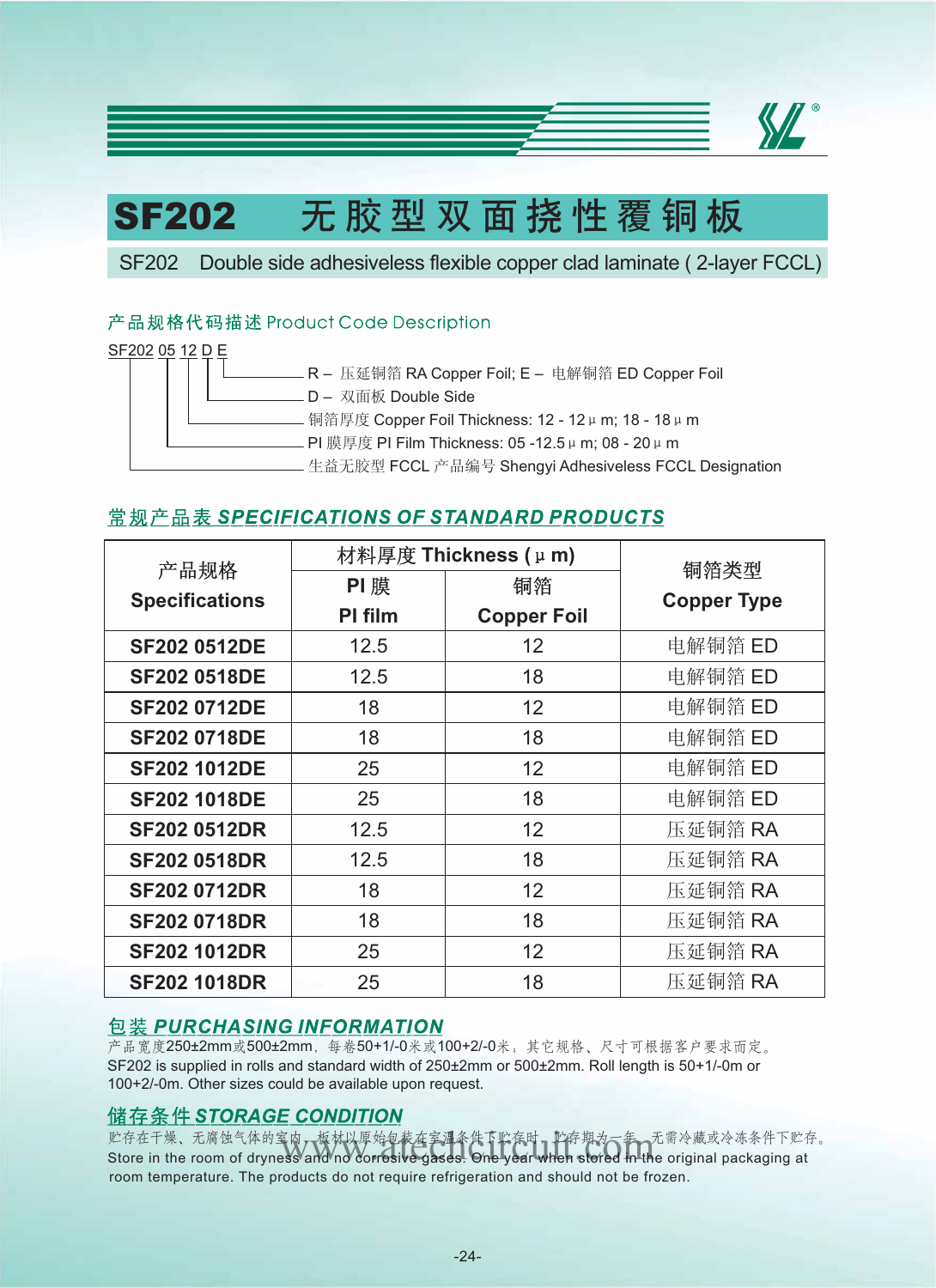# SF202 无胶型双面挠性覆铜板

SF202 Double side adhesiveless flexible copper clad laminate ( 2-layer FCCL)

## 产品规格代码描述 Product Code Description

SF202 05 12 D E

- R – 压延铜箔 RA Copper Foil; E – 电解铜箔 ED Copper Foil
- D – 双面板 Double Side
- 铜箔厚度 Copper Foil Thickness: 12 - 12 μ m; 18 - 18 μ m
- PI 膜厚度 PI Film Thickness: 05 -12.5 μ m; 08 - 20 μ m
- 生益无胶型 FCCL 产品编号 Shengyi Adhesiveless FCCL Designation

## 常规产品表 SPECIFICATIONS OF STANDARD PRODUCTS

| 产品规格 Specifications | 材料厚度 Thickness ( μ m) | | 铜箔类型 Copper Type |
|---|---|---|---|
| | PI 膜 PI film | 铜箔 Copper Foil | |
| SF202 0512DE | 12.5 | 12 | 电解铜箔 ED |
| SF202 0518DE | 12.5 | 18 | 电解铜箔 ED |
| SF202 0712DE | 18 | 12 | 电解铜箔 ED |
| SF202 0718DE | 18 | 18 | 电解铜箔 ED |
| SF202 1012DE | 25 | 12 | 电解铜箔 ED |
| SF202 1018DE | 25 | 18 | 电解铜箔 ED |
| SF202 0512DR | 12.5 | 12 | 压延铜箔 RA |
| SF202 0518DR | 12.5 | 18 | 压延铜箔 RA |
| SF202 0712DR | 18 | 12 | 压延铜箔 RA |
| SF202 0718DR | 18 | 18 | 压延铜箔 RA |
| SF202 1012DR | 25 | 12 | 压延铜箔 RA |
| SF202 1018DR | 25 | 18 | 压延铜箔 RA |

## 包装 PURCHASING INFORMATION

产品宽度250±2mm或500±2mm，每卷50+1/-0米或100+2/-0米，其它规格、尺寸可根据客户要求而定。

SF202 is supplied in rolls and standard width of 250±2mm or 500±2mm. Roll length is 50+1/-0m or 100+2/-0m. Other sizes could be available upon request.

## 储存条件 STORAGE CONDITION

贮存在干燥、无腐蚀气体的室内，板材以原始包装在室温条件下贮存时，贮存期为一年，无需冷藏或冷冻条件下贮存。

Store in the room of dryness and no corrosive gases. One year when stored in the original packaging at room temperature. The products do not require refrigeration and should not be frozen.